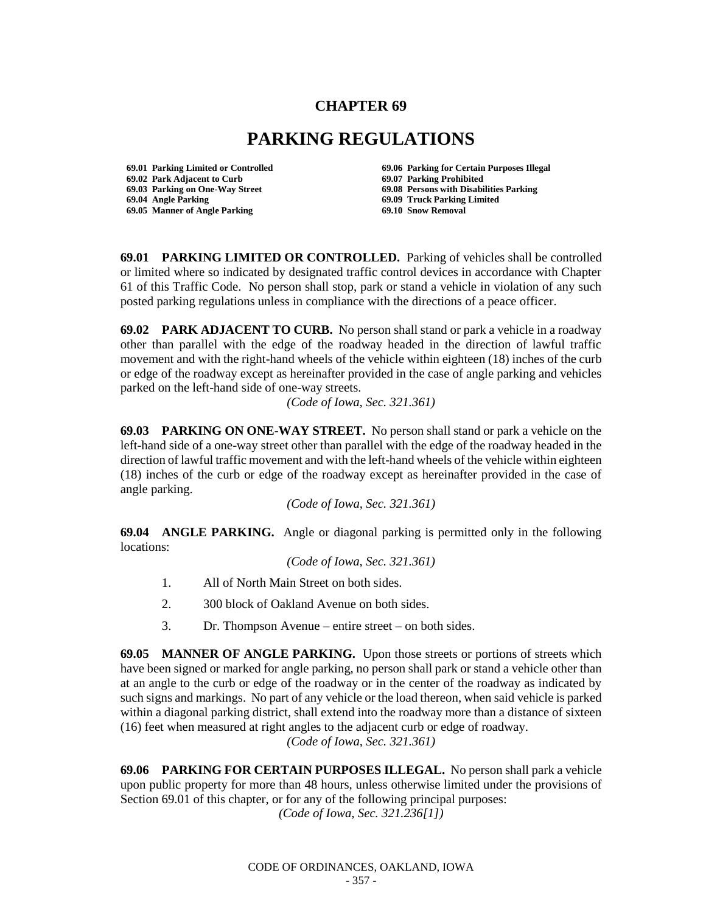# CHAPTER 69

# PARKING REGULATIONS

**69.01 Parking Limited or Controlled**
**69.02 Park Adjacent to Curb**
**69.03 Parking on One-Way Street**
**69.04 Angle Parking**
**69.05 Manner of Angle Parking**
**69.06 Parking for Certain Purposes Illegal**
**69.07 Parking Prohibited**
**69.08 Persons with Disabilities Parking**
**69.09 Truck Parking Limited**
**69.10 Snow Removal**

**69.01 PARKING LIMITED OR CONTROLLED.** Parking of vehicles shall be controlled or limited where so indicated by designated traffic control devices in accordance with Chapter 61 of this Traffic Code. No person shall stop, park or stand a vehicle in violation of any such posted parking regulations unless in compliance with the directions of a peace officer.

**69.02 PARK ADJACENT TO CURB.** No person shall stand or park a vehicle in a roadway other than parallel with the edge of the roadway headed in the direction of lawful traffic movement and with the right-hand wheels of the vehicle within eighteen (18) inches of the curb or edge of the roadway except as hereinafter provided in the case of angle parking and vehicles parked on the left-hand side of one-way streets.

*(Code of Iowa, Sec. 321.361)*

**69.03 PARKING ON ONE-WAY STREET.** No person shall stand or park a vehicle on the left-hand side of a one-way street other than parallel with the edge of the roadway headed in the direction of lawful traffic movement and with the left-hand wheels of the vehicle within eighteen (18) inches of the curb or edge of the roadway except as hereinafter provided in the case of angle parking.

*(Code of Iowa, Sec. 321.361)*

**69.04 ANGLE PARKING.** Angle or diagonal parking is permitted only in the following locations:

*(Code of Iowa, Sec. 321.361)*

1. All of North Main Street on both sides.
2. 300 block of Oakland Avenue on both sides.
3. Dr. Thompson Avenue – entire street – on both sides.

**69.05 MANNER OF ANGLE PARKING.** Upon those streets or portions of streets which have been signed or marked for angle parking, no person shall park or stand a vehicle other than at an angle to the curb or edge of the roadway or in the center of the roadway as indicated by such signs and markings. No part of any vehicle or the load thereon, when said vehicle is parked within a diagonal parking district, shall extend into the roadway more than a distance of sixteen (16) feet when measured at right angles to the adjacent curb or edge of roadway.

*(Code of Iowa, Sec. 321.361)*

**69.06 PARKING FOR CERTAIN PURPOSES ILLEGAL.** No person shall park a vehicle upon public property for more than 48 hours, unless otherwise limited under the provisions of Section 69.01 of this chapter, or for any of the following principal purposes:

*(Code of Iowa, Sec. 321.236[1])*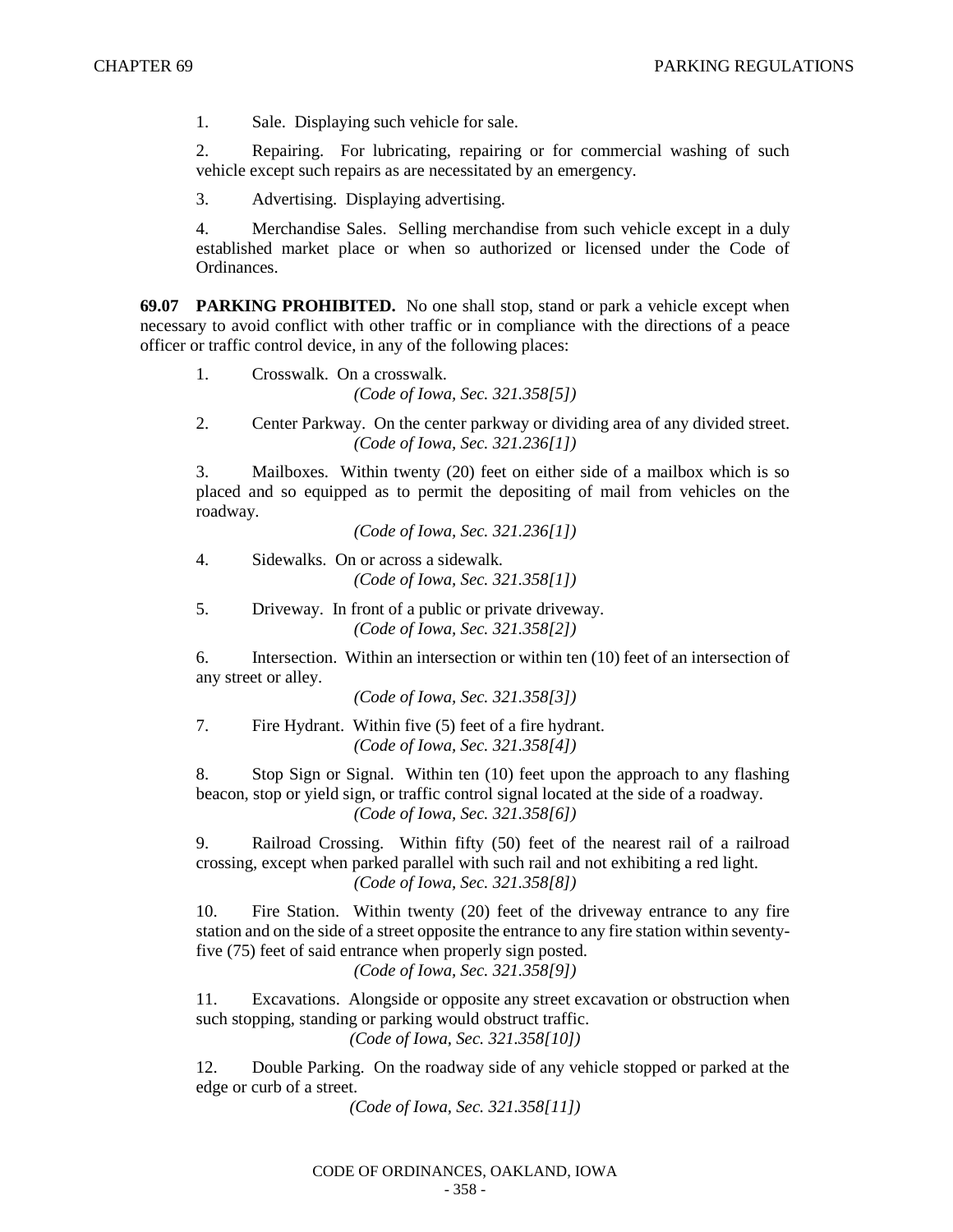1. Sale. Displaying such vehicle for sale.

2. Repairing. For lubricating, repairing or for commercial washing of such vehicle except such repairs as are necessitated by an emergency.

3. Advertising. Displaying advertising.

4. Merchandise Sales. Selling merchandise from such vehicle except in a duly established market place or when so authorized or licensed under the Code of Ordinances.

**69.07 PARKING PROHIBITED.** No one shall stop, stand or park a vehicle except when necessary to avoid conflict with other traffic or in compliance with the directions of a peace officer or traffic control device, in any of the following places:

1. Crosswalk. On a crosswalk.
*(Code of Iowa, Sec. 321.358[5])*

2. Center Parkway. On the center parkway or dividing area of any divided street.
*(Code of Iowa, Sec. 321.236[1])*

3. Mailboxes. Within twenty (20) feet on either side of a mailbox which is so placed and so equipped as to permit the depositing of mail from vehicles on the roadway.
*(Code of Iowa, Sec. 321.236[1])*

4. Sidewalks. On or across a sidewalk.
*(Code of Iowa, Sec. 321.358[1])*

5. Driveway. In front of a public or private driveway.
*(Code of Iowa, Sec. 321.358[2])*

6. Intersection. Within an intersection or within ten (10) feet of an intersection of any street or alley.
*(Code of Iowa, Sec. 321.358[3])*

7. Fire Hydrant. Within five (5) feet of a fire hydrant.
*(Code of Iowa, Sec. 321.358[4])*

8. Stop Sign or Signal. Within ten (10) feet upon the approach to any flashing beacon, stop or yield sign, or traffic control signal located at the side of a roadway.
*(Code of Iowa, Sec. 321.358[6])*

9. Railroad Crossing. Within fifty (50) feet of the nearest rail of a railroad crossing, except when parked parallel with such rail and not exhibiting a red light.
*(Code of Iowa, Sec. 321.358[8])*

10. Fire Station. Within twenty (20) feet of the driveway entrance to any fire station and on the side of a street opposite the entrance to any fire station within seventy-five (75) feet of said entrance when properly sign posted.
*(Code of Iowa, Sec. 321.358[9])*

11. Excavations. Alongside or opposite any street excavation or obstruction when such stopping, standing or parking would obstruct traffic.
*(Code of Iowa, Sec. 321.358[10])*

12. Double Parking. On the roadway side of any vehicle stopped or parked at the edge or curb of a street.
*(Code of Iowa, Sec. 321.358[11])*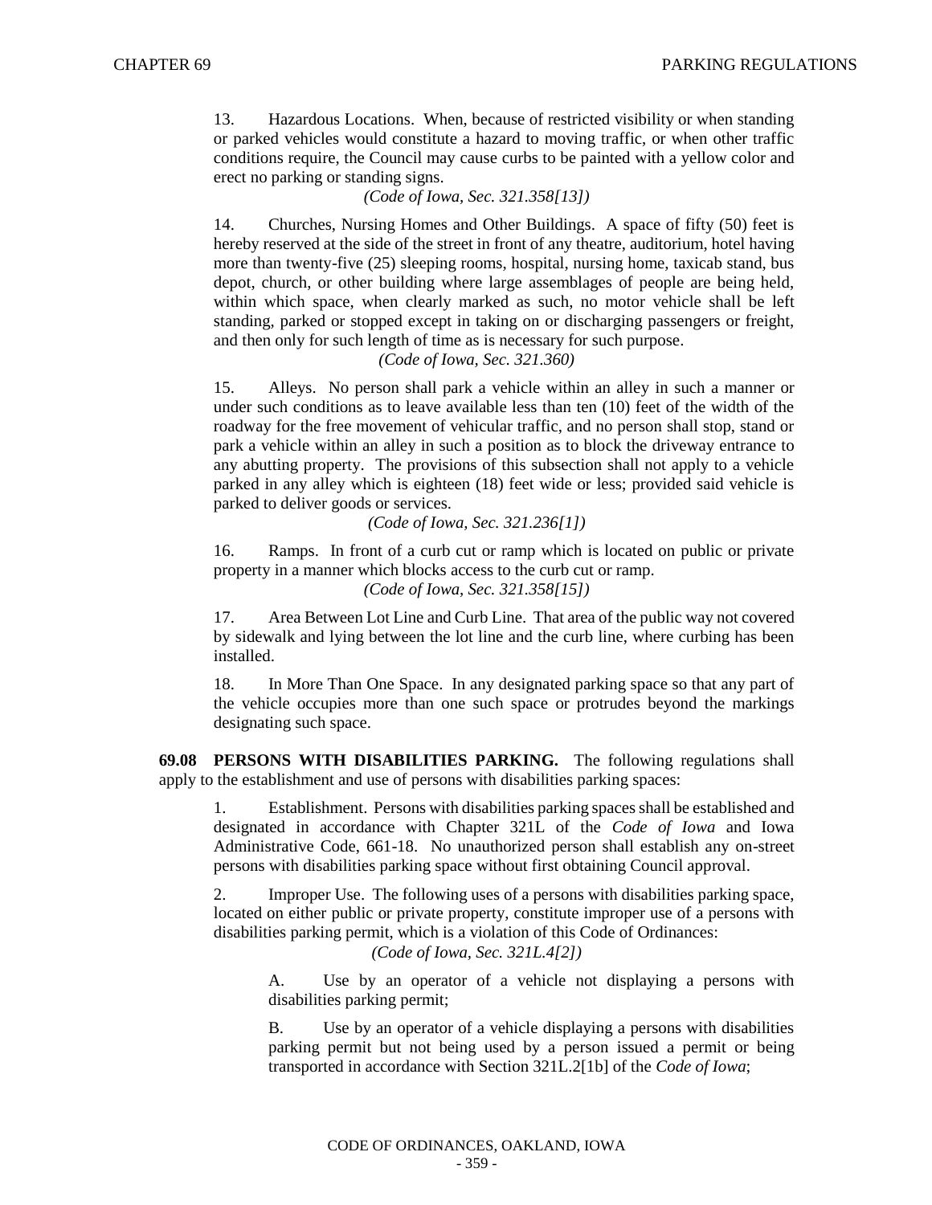13. Hazardous Locations. When, because of restricted visibility or when standing or parked vehicles would constitute a hazard to moving traffic, or when other traffic conditions require, the Council may cause curbs to be painted with a yellow color and erect no parking or standing signs.

*(Code of Iowa, Sec. 321.358[13])*

14. Churches, Nursing Homes and Other Buildings. A space of fifty (50) feet is hereby reserved at the side of the street in front of any theatre, auditorium, hotel having more than twenty-five (25) sleeping rooms, hospital, nursing home, taxicab stand, bus depot, church, or other building where large assemblages of people are being held, within which space, when clearly marked as such, no motor vehicle shall be left standing, parked or stopped except in taking on or discharging passengers or freight, and then only for such length of time as is necessary for such purpose.

*(Code of Iowa, Sec. 321.360)*

15. Alleys. No person shall park a vehicle within an alley in such a manner or under such conditions as to leave available less than ten (10) feet of the width of the roadway for the free movement of vehicular traffic, and no person shall stop, stand or park a vehicle within an alley in such a position as to block the driveway entrance to any abutting property. The provisions of this subsection shall not apply to a vehicle parked in any alley which is eighteen (18) feet wide or less; provided said vehicle is parked to deliver goods or services.

*(Code of Iowa, Sec. 321.236[1])*

16. Ramps. In front of a curb cut or ramp which is located on public or private property in a manner which blocks access to the curb cut or ramp.

*(Code of Iowa, Sec. 321.358[15])*

17. Area Between Lot Line and Curb Line. That area of the public way not covered by sidewalk and lying between the lot line and the curb line, where curbing has been installed.

18. In More Than One Space. In any designated parking space so that any part of the vehicle occupies more than one such space or protrudes beyond the markings designating such space.

**69.08 PERSONS WITH DISABILITIES PARKING.** The following regulations shall apply to the establishment and use of persons with disabilities parking spaces:

1. Establishment. Persons with disabilities parking spaces shall be established and designated in accordance with Chapter 321L of the *Code of Iowa* and Iowa Administrative Code, 661-18. No unauthorized person shall establish any on-street persons with disabilities parking space without first obtaining Council approval.

2. Improper Use. The following uses of a persons with disabilities parking space, located on either public or private property, constitute improper use of a persons with disabilities parking permit, which is a violation of this Code of Ordinances:

*(Code of Iowa, Sec. 321L.4[2])*

A. Use by an operator of a vehicle not displaying a persons with disabilities parking permit;

B. Use by an operator of a vehicle displaying a persons with disabilities parking permit but not being used by a person issued a permit or being transported in accordance with Section 321L.2[1b] of the *Code of Iowa*;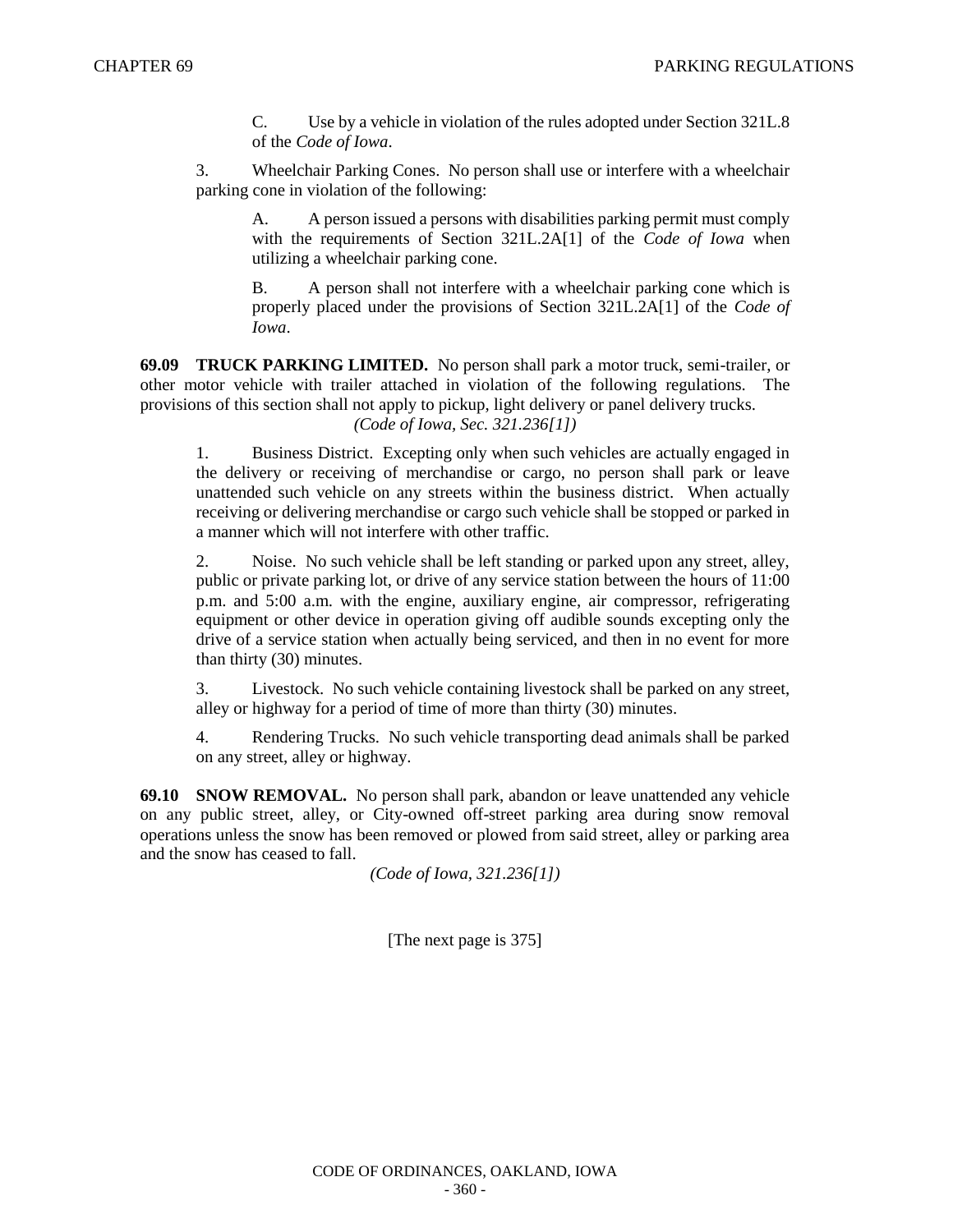C. Use by a vehicle in violation of the rules adopted under Section 321L.8 of the *Code of Iowa*.

3. Wheelchair Parking Cones. No person shall use or interfere with a wheelchair parking cone in violation of the following:

A. A person issued a persons with disabilities parking permit must comply with the requirements of Section 321L.2A[1] of the *Code of Iowa* when utilizing a wheelchair parking cone.

B. A person shall not interfere with a wheelchair parking cone which is properly placed under the provisions of Section 321L.2A[1] of the *Code of Iowa*.

**69.09 TRUCK PARKING LIMITED.** No person shall park a motor truck, semi-trailer, or other motor vehicle with trailer attached in violation of the following regulations. The provisions of this section shall not apply to pickup, light delivery or panel delivery trucks.

*(Code of Iowa, Sec. 321.236[1])*

1. Business District. Excepting only when such vehicles are actually engaged in the delivery or receiving of merchandise or cargo, no person shall park or leave unattended such vehicle on any streets within the business district. When actually receiving or delivering merchandise or cargo such vehicle shall be stopped or parked in a manner which will not interfere with other traffic.

2. Noise. No such vehicle shall be left standing or parked upon any street, alley, public or private parking lot, or drive of any service station between the hours of 11:00 p.m. and 5:00 a.m. with the engine, auxiliary engine, air compressor, refrigerating equipment or other device in operation giving off audible sounds excepting only the drive of a service station when actually being serviced, and then in no event for more than thirty (30) minutes.

3. Livestock. No such vehicle containing livestock shall be parked on any street, alley or highway for a period of time of more than thirty (30) minutes.

4. Rendering Trucks. No such vehicle transporting dead animals shall be parked on any street, alley or highway.

**69.10 SNOW REMOVAL.** No person shall park, abandon or leave unattended any vehicle on any public street, alley, or City-owned off-street parking area during snow removal operations unless the snow has been removed or plowed from said street, alley or parking area and the snow has ceased to fall.

*(Code of Iowa, 321.236[1])*

[The next page is 375]